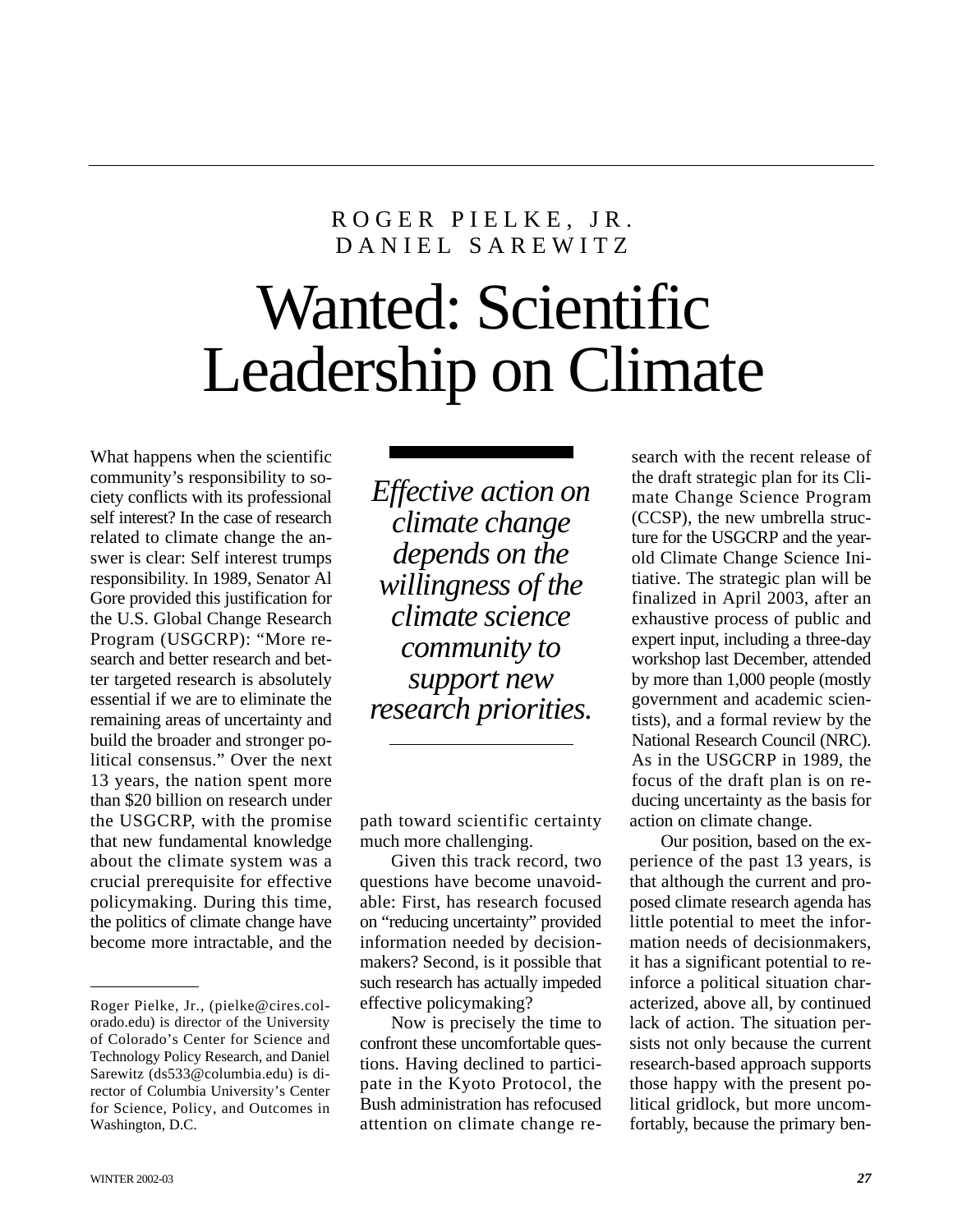ROGER PIELKE, JR.
DANIEL SAREWITZ

# Wanted: Scientific Leadership on Climate

What happens when the scientific community's responsibility to society conflicts with its professional self interest? In the case of research related to climate change the answer is clear: Self interest trumps responsibility. In 1989, Senator Al Gore provided this justification for the U.S. Global Change Research Program (USGCRP): "More research and better research and better targeted research is absolutely essential if we are to eliminate the remaining areas of uncertainty and build the broader and stronger political consensus." Over the next 13 years, the nation spent more than $20 billion on research under the USGCRP, with the promise that new fundamental knowledge about the climate system was a crucial prerequisite for effective policymaking. During this time, the politics of climate change have become more intractable, and the path toward scientific certainty much more challenging.

*Effective action on climate change depends on the willingness of the climate science community to support new research priorities.*

Given this track record, two questions have become unavoidable: First, has research focused on "reducing uncertainty" provided information needed by decisionmakers? Second, is it possible that such research has actually impeded effective policymaking?

Now is precisely the time to confront these uncomfortable questions. Having declined to participate in the Kyoto Protocol, the Bush administration has refocused attention on climate change research with the recent release of the draft strategic plan for its Climate Change Science Program (CCSP), the new umbrella structure for the USGCRP and the year-old Climate Change Science Initiative. The strategic plan will be finalized in April 2003, after an exhaustive process of public and expert input, including a three-day workshop last December, attended by more than 1,000 people (mostly government and academic scientists), and a formal review by the National Research Council (NRC). As in the USGCRP in 1989, the focus of the draft plan is on reducing uncertainty as the basis for action on climate change.

Our position, based on the experience of the past 13 years, is that although the current and proposed climate research agenda has little potential to meet the information needs of decisionmakers, it has a significant potential to reinforce a political situation characterized, above all, by continued lack of action. The situation persists not only because the current research-based approach supports those happy with the present political gridlock, but more uncomfortably, because the primary ben-

---

Roger Pielke, Jr., (pielke@cires.colorado.edu) is director of the University of Colorado's Center for Science and Technology Policy Research, and Daniel Sarewitz (ds533@columbia.edu) is director of Columbia University's Center for Science, Policy, and Outcomes in Washington, D.C.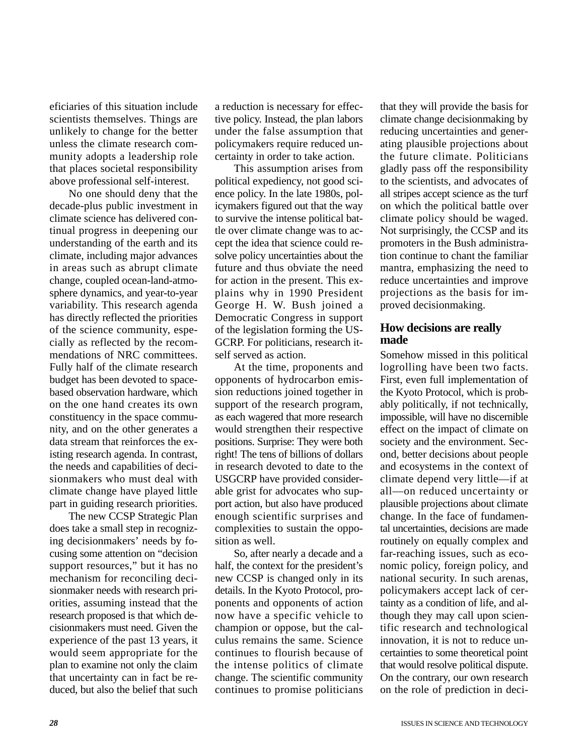eficiaries of this situation include scientists themselves. Things are unlikely to change for the better unless the climate research community adopts a leadership role that places societal responsibility above professional self-interest.

No one should deny that the decade-plus public investment in climate science has delivered continual progress in deepening our understanding of the earth and its climate, including major advances in areas such as abrupt climate change, coupled ocean-land-atmosphere dynamics, and year-to-year variability. This research agenda has directly reflected the priorities of the science community, especially as reflected by the recommendations of NRC committees. Fully half of the climate research budget has been devoted to space-based observation hardware, which on the one hand creates its own constituency in the space community, and on the other generates a data stream that reinforces the existing research agenda. In contrast, the needs and capabilities of decisionmakers who must deal with climate change have played little part in guiding research priorities.

The new CCSP Strategic Plan does take a small step in recognizing decisionmakers' needs by focusing some attention on "decision support resources," but it has no mechanism for reconciling decisionmaker needs with research priorities, assuming instead that the research proposed is that which decisionmakers must need. Given the experience of the past 13 years, it would seem appropriate for the plan to examine not only the claim that uncertainty can in fact be reduced, but also the belief that such a reduction is necessary for effective policy. Instead, the plan labors under the false assumption that policymakers require reduced uncertainty in order to take action.

This assumption arises from political expediency, not good science policy. In the late 1980s, policymakers figured out that the way to survive the intense political battle over climate change was to accept the idea that science could resolve policy uncertainties about the future and thus obviate the need for action in the present. This explains why in 1990 President George H. W. Bush joined a Democratic Congress in support of the legislation forming the USGCRP. For politicians, research itself served as action.

At the time, proponents and opponents of hydrocarbon emission reductions joined together in support of the research program, as each wagered that more research would strengthen their respective positions. Surprise: They were both right! The tens of billions of dollars in research devoted to date to the USGCRP have provided considerable grist for advocates who support action, but also have produced enough scientific surprises and complexities to sustain the opposition as well.

So, after nearly a decade and a half, the context for the president's new CCSP is changed only in its details. In the Kyoto Protocol, proponents and opponents of action now have a specific vehicle to champion or oppose, but the calculus remains the same. Science continues to flourish because of the intense politics of climate change. The scientific community continues to promise politicians that they will provide the basis for climate change decisionmaking by reducing uncertainties and generating plausible projections about the future climate. Politicians gladly pass off the responsibility to the scientists, and advocates of all stripes accept science as the turf on which the political battle over climate policy should be waged. Not surprisingly, the CCSP and its promoters in the Bush administration continue to chant the familiar mantra, emphasizing the need to reduce uncertainties and improve projections as the basis for improved decisionmaking.

## How decisions are really made

Somehow missed in this political logrolling have been two facts. First, even full implementation of the Kyoto Protocol, which is probably politically, if not technically, impossible, will have no discernible effect on the impact of climate on society and the environment. Second, better decisions about people and ecosystems in the context of climate depend very little—if at all—on reduced uncertainty or plausible projections about climate change. In the face of fundamental uncertainties, decisions are made routinely on equally complex and far-reaching issues, such as economic policy, foreign policy, and national security. In such arenas, policymakers accept lack of certainty as a condition of life, and although they may call upon scientific research and technological innovation, it is not to reduce uncertainties to some theoretical point that would resolve political dispute. On the contrary, our own research on the role of prediction in deci-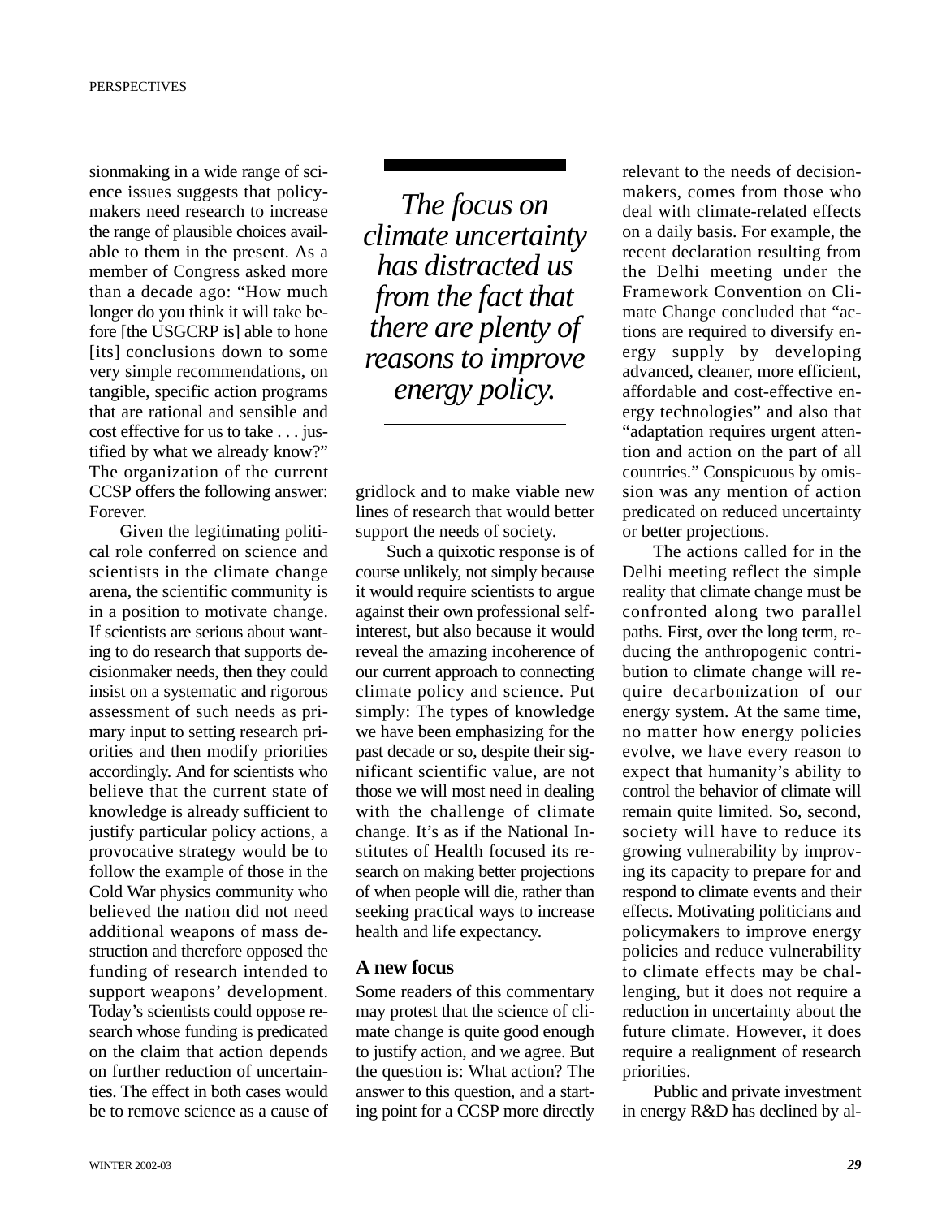sionmaking in a wide range of science issues suggests that policymakers need research to increase the range of plausible choices available to them in the present. As a member of Congress asked more than a decade ago: "How much longer do you think it will take before [the USGCRP is] able to hone [its] conclusions down to some very simple recommendations, on tangible, specific action programs that are rational and sensible and cost effective for us to take . . . justified by what we already know?" The organization of the current CCSP offers the following answer: Forever.

Given the legitimating political role conferred on science and scientists in the climate change arena, the scientific community is in a position to motivate change. If scientists are serious about wanting to do research that supports decisionmaker needs, then they could insist on a systematic and rigorous assessment of such needs as primary input to setting research priorities and then modify priorities accordingly. And for scientists who believe that the current state of knowledge is already sufficient to justify particular policy actions, a provocative strategy would be to follow the example of those in the Cold War physics community who believed the nation did not need additional weapons of mass destruction and therefore opposed the funding of research intended to support weapons' development. Today's scientists could oppose research whose funding is predicated on the claim that action depends on further reduction of uncertainties. The effect in both cases would be to remove science as a cause of gridlock and to make viable new lines of research that would better support the needs of society.

*The focus on climate uncertainty has distracted us from the fact that there are plenty of reasons to improve energy policy.*

Such a quixotic response is of course unlikely, not simply because it would require scientists to argue against their own professional self-interest, but also because it would reveal the amazing incoherence of our current approach to connecting climate policy and science. Put simply: The types of knowledge we have been emphasizing for the past decade or so, despite their significant scientific value, are not those we will most need in dealing with the challenge of climate change. It's as if the National Institutes of Health focused its research on making better projections of when people will die, rather than seeking practical ways to increase health and life expectancy.

## A new focus

Some readers of this commentary may protest that the science of climate change is quite good enough to justify action, and we agree. But the question is: What action? The answer to this question, and a starting point for a CCSP more directly relevant to the needs of decisionmakers, comes from those who deal with climate-related effects on a daily basis. For example, the recent declaration resulting from the Delhi meeting under the Framework Convention on Climate Change concluded that "actions are required to diversify energy supply by developing advanced, cleaner, more efficient, affordable and cost-effective energy technologies" and also that "adaptation requires urgent attention and action on the part of all countries." Conspicuous by omission was any mention of action predicated on reduced uncertainty or better projections.

The actions called for in the Delhi meeting reflect the simple reality that climate change must be confronted along two parallel paths. First, over the long term, reducing the anthropogenic contribution to climate change will require decarbonization of our energy system. At the same time, no matter how energy policies evolve, we have every reason to expect that humanity's ability to control the behavior of climate will remain quite limited. So, second, society will have to reduce its growing vulnerability by improving its capacity to prepare for and respond to climate events and their effects. Motivating politicians and policymakers to improve energy policies and reduce vulnerability to climate effects may be challenging, but it does not require a reduction in uncertainty about the future climate. However, it does require a realignment of research priorities.

Public and private investment in energy R&D has declined by al-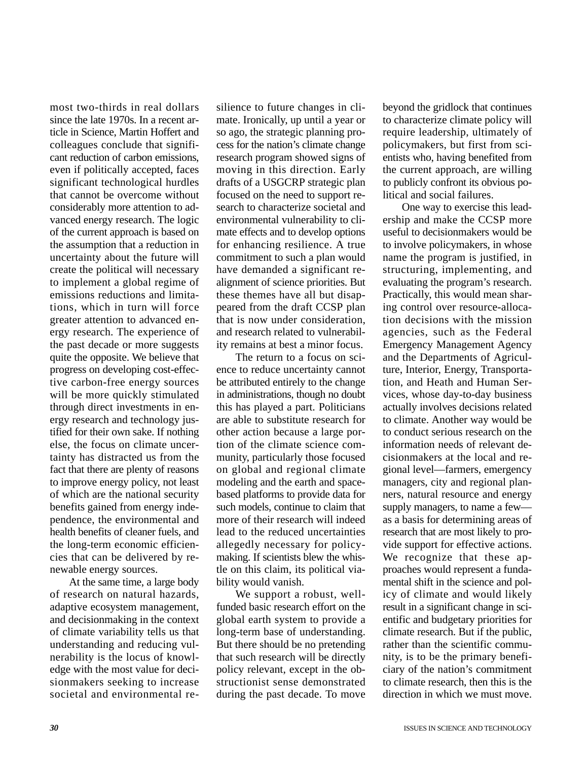most two-thirds in real dollars since the late 1970s. In a recent article in Science, Martin Hoffert and colleagues conclude that significant reduction of carbon emissions, even if politically accepted, faces significant technological hurdles that cannot be overcome without considerably more attention to advanced energy research. The logic of the current approach is based on the assumption that a reduction in uncertainty about the future will create the political will necessary to implement a global regime of emissions reductions and limitations, which in turn will force greater attention to advanced energy research. The experience of the past decade or more suggests quite the opposite. We believe that progress on developing cost-effective carbon-free energy sources will be more quickly stimulated through direct investments in energy research and technology justified for their own sake. If nothing else, the focus on climate uncertainty has distracted us from the fact that there are plenty of reasons to improve energy policy, not least of which are the national security benefits gained from energy independence, the environmental and health benefits of cleaner fuels, and the long-term economic efficiencies that can be delivered by renewable energy sources.

At the same time, a large body of research on natural hazards, adaptive ecosystem management, and decisionmaking in the context of climate variability tells us that understanding and reducing vulnerability is the locus of knowledge with the most value for decisionmakers seeking to increase societal and environmental resilience to future changes in climate. Ironically, up until a year or so ago, the strategic planning process for the nation's climate change research program showed signs of moving in this direction. Early drafts of a USGCRP strategic plan focused on the need to support research to characterize societal and environmental vulnerability to climate effects and to develop options for enhancing resilience. A true commitment to such a plan would have demanded a significant realignment of science priorities. But these themes have all but disappeared from the draft CCSP plan that is now under consideration, and research related to vulnerability remains at best a minor focus.

The return to a focus on science to reduce uncertainty cannot be attributed entirely to the change in administrations, though no doubt this has played a part. Politicians are able to substitute research for other action because a large portion of the climate science community, particularly those focused on global and regional climate modeling and the earth and space-based platforms to provide data for such models, continue to claim that more of their research will indeed lead to the reduced uncertainties allegedly necessary for policymaking. If scientists blew the whistle on this claim, its political viability would vanish.

We support a robust, well-funded basic research effort on the global earth system to provide a long-term base of understanding. But there should be no pretending that such research will be directly policy relevant, except in the obstructionist sense demonstrated during the past decade. To move beyond the gridlock that continues to characterize climate policy will require leadership, ultimately of policymakers, but first from scientists who, having benefited from the current approach, are willing to publicly confront its obvious political and social failures.

One way to exercise this leadership and make the CCSP more useful to decisionmakers would be to involve policymakers, in whose name the program is justified, in structuring, implementing, and evaluating the program's research. Practically, this would mean sharing control over resource-allocation decisions with the mission agencies, such as the Federal Emergency Management Agency and the Departments of Agriculture, Interior, Energy, Transportation, and Heath and Human Services, whose day-to-day business actually involves decisions related to climate. Another way would be to conduct serious research on the information needs of relevant decisionmakers at the local and regional level—farmers, emergency managers, city and regional planners, natural resource and energy supply managers, to name a few—as a basis for determining areas of research that are most likely to provide support for effective actions. We recognize that these approaches would represent a fundamental shift in the science and policy of climate and would likely result in a significant change in scientific and budgetary priorities for climate research. But if the public, rather than the scientific community, is to be the primary beneficiary of the nation's commitment to climate research, then this is the direction in which we must move.